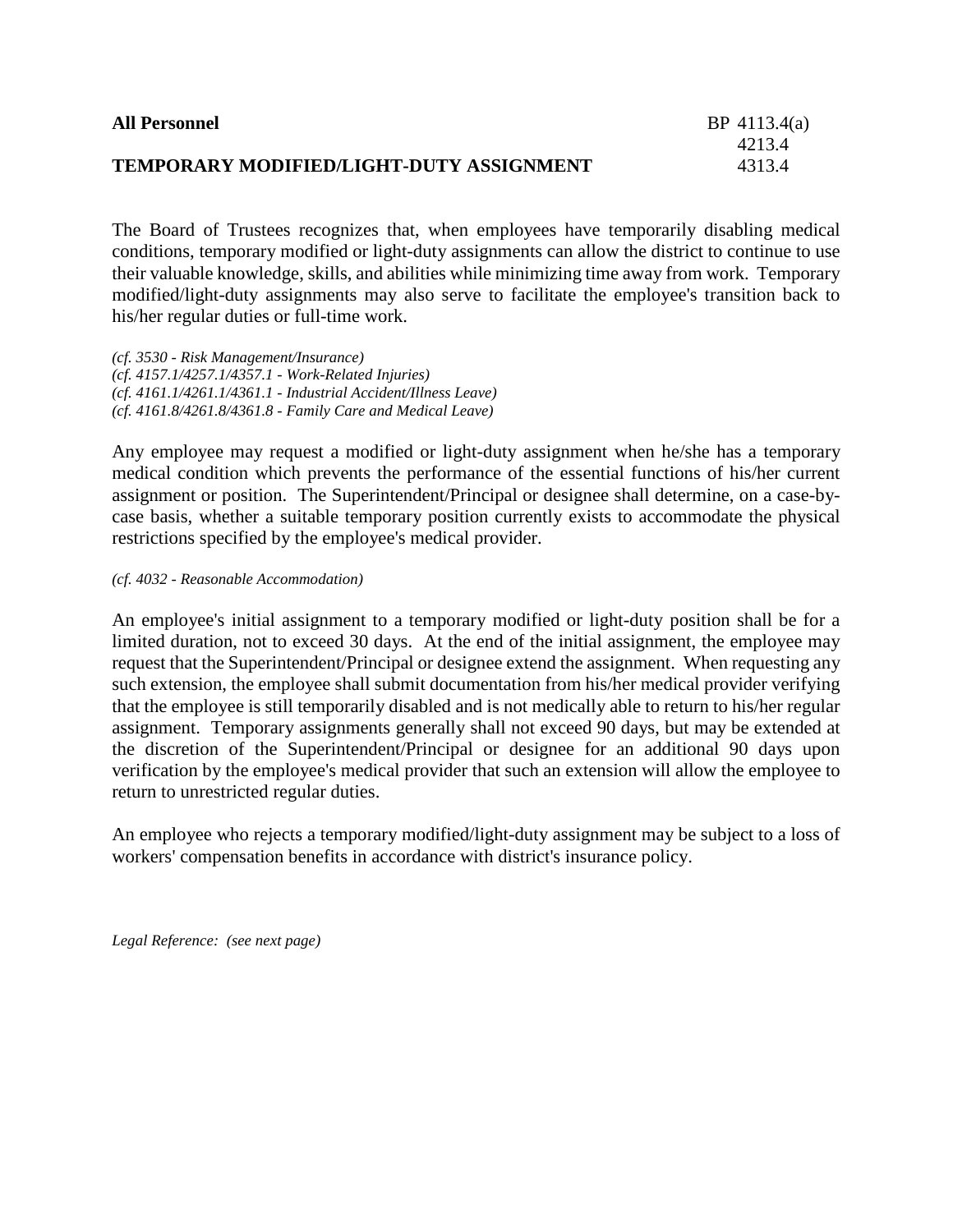**All Personnel** BP 4113.4(a)
4213.4
4313.4

# TEMPORARY MODIFIED/LIGHT-DUTY ASSIGNMENT

The Board of Trustees recognizes that, when employees have temporarily disabling medical conditions, temporary modified or light-duty assignments can allow the district to continue to use their valuable knowledge, skills, and abilities while minimizing time away from work. Temporary modified/light-duty assignments may also serve to facilitate the employee's transition back to his/her regular duties or full-time work.

*(cf. 3530 - Risk Management/Insurance)*
*(cf. 4157.1/4257.1/4357.1 - Work-Related Injuries)*
*(cf. 4161.1/4261.1/4361.1 - Industrial Accident/Illness Leave)*
*(cf. 4161.8/4261.8/4361.8 - Family Care and Medical Leave)*

Any employee may request a modified or light-duty assignment when he/she has a temporary medical condition which prevents the performance of the essential functions of his/her current assignment or position. The Superintendent/Principal or designee shall determine, on a case-by-case basis, whether a suitable temporary position currently exists to accommodate the physical restrictions specified by the employee's medical provider.

*(cf. 4032 - Reasonable Accommodation)*

An employee's initial assignment to a temporary modified or light-duty position shall be for a limited duration, not to exceed 30 days. At the end of the initial assignment, the employee may request that the Superintendent/Principal or designee extend the assignment. When requesting any such extension, the employee shall submit documentation from his/her medical provider verifying that the employee is still temporarily disabled and is not medically able to return to his/her regular assignment. Temporary assignments generally shall not exceed 90 days, but may be extended at the discretion of the Superintendent/Principal or designee for an additional 90 days upon verification by the employee's medical provider that such an extension will allow the employee to return to unrestricted regular duties.

An employee who rejects a temporary modified/light-duty assignment may be subject to a loss of workers' compensation benefits in accordance with district's insurance policy.

*Legal Reference: (see next page)*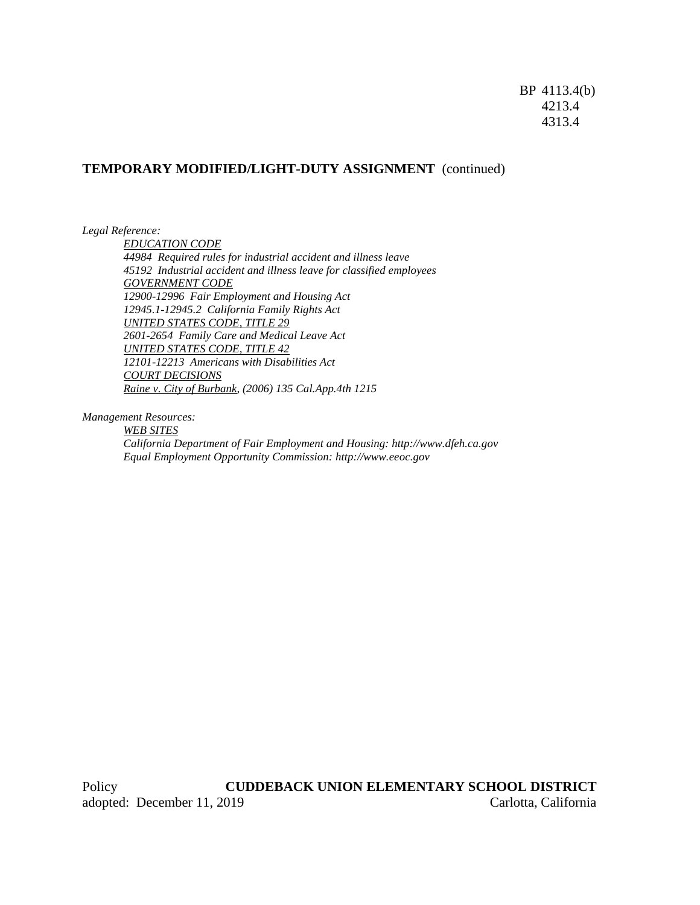BP 4113.4(b)
4213.4
4313.4

**TEMPORARY MODIFIED/LIGHT-DUTY ASSIGNMENT** (continued)

*Legal Reference:*

*EDUCATION CODE*
*44984 Required rules for industrial accident and illness leave*
*45192 Industrial accident and illness leave for classified employees*
*GOVERNMENT CODE*
*12900-12996 Fair Employment and Housing Act*
*12945.1-12945.2 California Family Rights Act*
*UNITED STATES CODE, TITLE 29*
*2601-2654 Family Care and Medical Leave Act*
*UNITED STATES CODE, TITLE 42*
*12101-12213 Americans with Disabilities Act*
*COURT DECISIONS*
*Raine v. City of Burbank, (2006) 135 Cal.App.4th 1215*

*Management Resources:*

*WEB SITES*
*California Department of Fair Employment and Housing: http://www.dfeh.ca.gov*
*Equal Employment Opportunity Commission: http://www.eeoc.gov*

Policy adopted: December 11, 2019

**CUDDEBACK UNION ELEMENTARY SCHOOL DISTRICT**
Carlotta, California